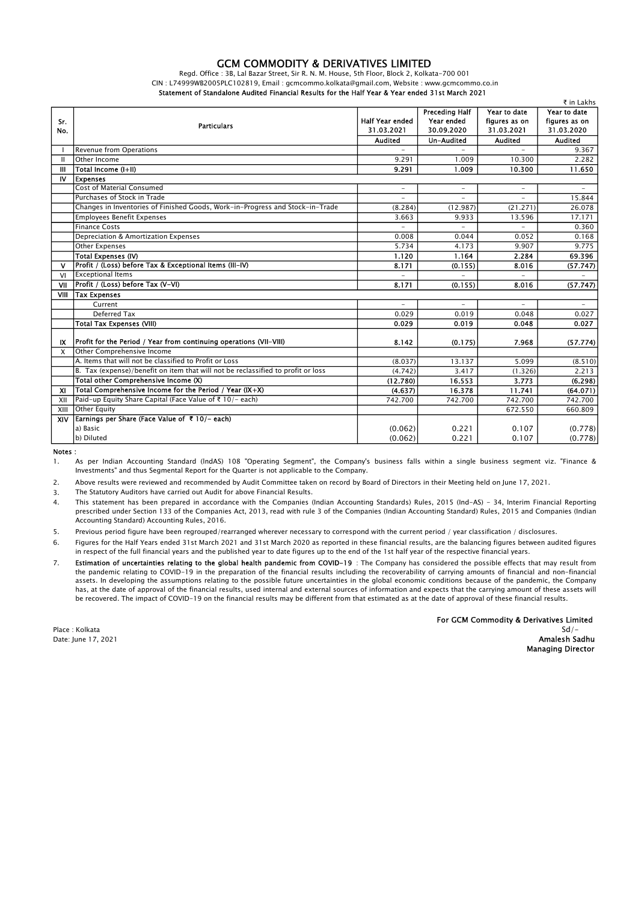# GCM COMMODITY & DERIVATIVES LIMITED

Regd. Office : 3B, Lal Bazar Street, Sir R. N. M. House, 5th Floor, Block 2, Kolkata-700 001

CIN : L74999WB2005PLC102819, Email : gcmcommo.kolkata@gmail.com, Website : www.gcmcommo.co.in

**Statement of Standalone Audited Financial Results for the Half Year & Year ended 31st March 2021**

₹ in Lakhs

| Sr. No. | Particulars | Half Year ended 31.03.2021 | Preceding Half Year ended 30.09.2020 | Year to date figures as on 31.03.2021 | Year to date figures as on 31.03.2020 |
|---|---|---|---|---|---|
| | | Audited | Un-Audited | Audited | Audited |
| I | Revenue from Operations | - | - | - | 9.367 |
| II | Other Income | 9.291 | 1.009 | 10.300 | 2.282 |
| III | Total Income (I+II) | 9.291 | 1.009 | 10.300 | 11.650 |
| IV | Expenses | | | | |
| | Cost of Material Consumed | - | - | - | - |
| | Purchases of Stock in Trade | - | - | - | 15.844 |
| | Changes in Inventories of Finished Goods, Work-in-Progress and Stock-in-Trade | (8.284) | (12.987) | (21.271) | 26.078 |
| | Employees Benefit Expenses | 3.663 | 9.933 | 13.596 | 17.171 |
| | Finance Costs | - | - | - | 0.360 |
| | Depreciation & Amortization Expenses | 0.008 | 0.044 | 0.052 | 0.168 |
| | Other Expenses | 5.734 | 4.173 | 9.907 | 9.775 |
| | Total Expenses (IV) | 1.120 | 1.164 | 2.284 | 69.396 |
| V | Profit / (Loss) before Tax & Exceptional Items (III-IV) | 8.171 | (0.155) | 8.016 | (57.747) |
| VI | Exceptional Items | - | - | - | - |
| VII | Profit / (Loss) before Tax (V-VI) | 8.171 | (0.155) | 8.016 | (57.747) |
| VIII | Tax Expenses | | | | |
| | Current | - | - | - | - |
| | Deferred Tax | 0.029 | 0.019 | 0.048 | 0.027 |
| | Total Tax Expenses (VIII) | 0.029 | 0.019 | 0.048 | 0.027 |
| IX | Profit for the Period / Year from continuing operations (VII-VIII) | 8.142 | (0.175) | 7.968 | (57.774) |
| X | Other Comprehensive Income | | | | |
| | A. Items that will not be classified to Profit or Loss | (8.037) | 13.137 | 5.099 | (8.510) |
| | B. Tax (expense)/benefit on item that will not be reclassified to profit or loss | (4.742) | 3.417 | (1.326) | 2.213 |
| | Total other Comprehensive Income (X) | (12.780) | 16.553 | 3.773 | (6.298) |
| XI | Total Comprehensive Income for the Period / Year (IX+X) | (4.637) | 16.378 | 11.741 | (64.071) |
| XII | Paid-up Equity Share Capital (Face Value of ₹ 10/- each) | 742.700 | 742.700 | 742.700 | 742.700 |
| XIII | Other Equity | | | 672.550 | 660.809 |
| XIV | Earnings per Share (Face Value of ₹ 10/- each) | | | | |
| | a) Basic | (0.062) | 0.221 | 0.107 | (0.778) |
| | b) Diluted | (0.062) | 0.221 | 0.107 | (0.778) |

**Notes :**

1. As per Indian Accounting Standard (lndAS) 108 "Operating Segment", the Company's business falls within a single business segment viz. "Finance & Investments" and thus Segmental Report for the Quarter is not applicable to the Company.
2. Above results were reviewed and recommended by Audit Committee taken on record by Board of Directors in their Meeting held on June 17, 2021.
3. The Statutory Auditors have carried out Audit for above Financial Results.
4. This statement has been prepared in accordance with the Companies (Indian Accounting Standards) Rules, 2015 (Ind-AS) - 34, Interim Financial Reporting prescribed under Section 133 of the Companies Act, 2013, read with rule 3 of the Companies (Indian Accounting Standard) Rules, 2015 and Companies (Indian Accounting Standard) Accounting Rules, 2016.
5. Previous period figure have been regrouped/rearranged wherever necessary to correspond with the current period / year classification / disclosures.
6. Figures for the Half Years ended 31st March 2021 and 31st March 2020 as reported in these financial results, are the balancing figures between audited figures in respect of the full financial years and the published year to date figures up to the end of the 1st half year of the respective financial years.
7. **Estimation of uncertainties relating to the global health pandemic from COVID-19** : The Company has considered the possible effects that may result from the pandemic relating to COVID-19 in the preparation of the financial results including the recoverability of carrying amounts of financial and non-financial assets. In developing the assumptions relating to the possible future uncertainties in the global economic conditions because of the pandemic, the Company has, at the date of approval of the financial results, used internal and external sources of information and expects that the carrying amount of these assets will be recovered. The impact of COVID-19 on the financial results may be different from that estimated as at the date of approval of these financial results.

**For GCM Commodity & Derivatives Limited**

Sd/-

**Amalesh Sadhu**

**Managing Director**

Place : Kolkata

Date: June 17, 2021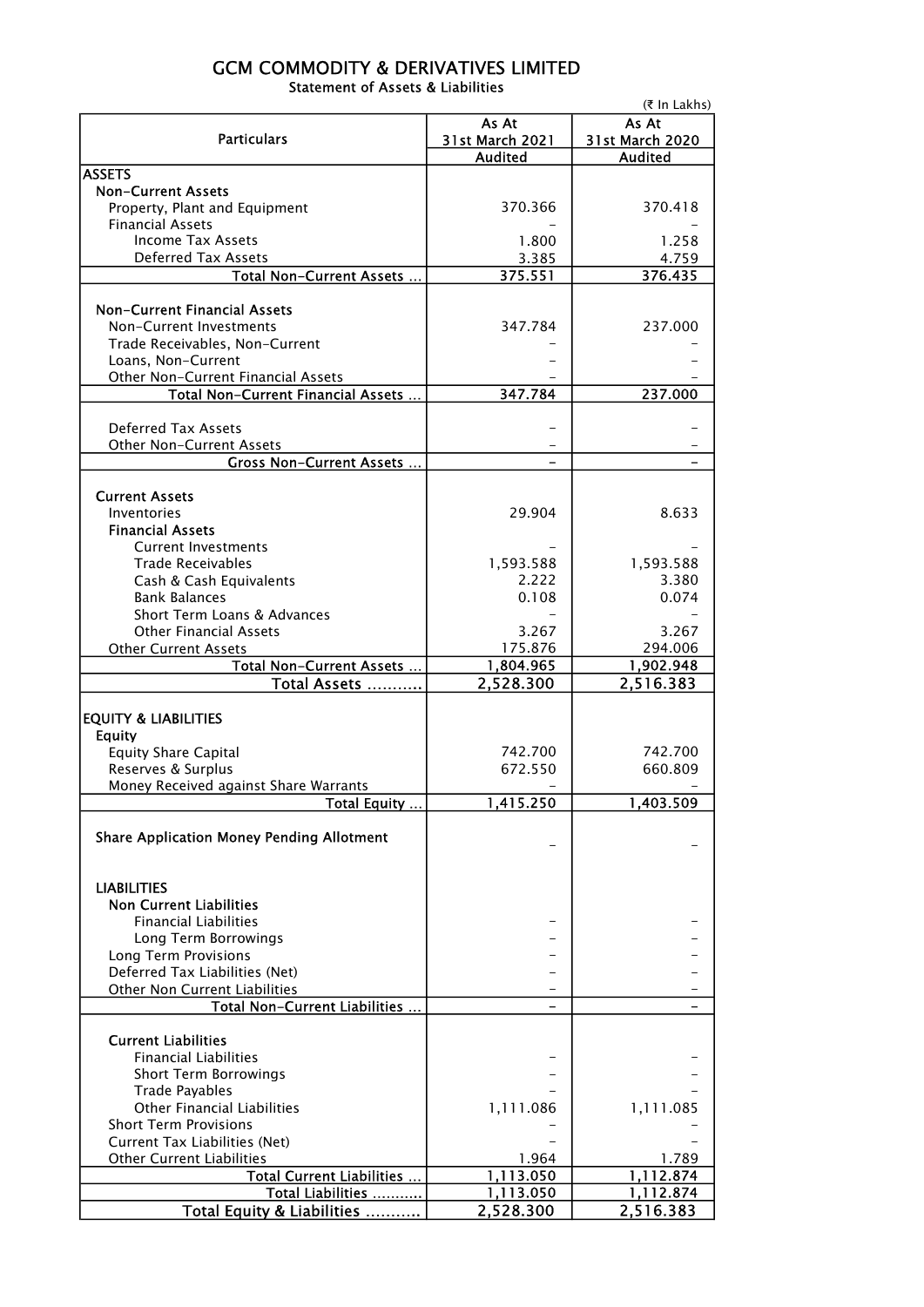# GCM COMMODITY & DERIVATIVES LIMITED

Statement of Assets & Liabilities

(₹ In Lakhs)

| Particulars | As At 31st March 2021 | As At 31st March 2020 |
|---|---|---|
| | Audited | Audited |
| **ASSETS** | | |
| **Non-Current Assets** | | |
| Property, Plant and Equipment | 370.366 | 370.418 |
| Financial Assets | - | - |
| Income Tax Assets | 1.800 | 1.258 |
| Deferred Tax Assets | 3.385 | 4.759 |
| Total Non-Current Assets ... | 375.551 | 376.435 |
| **Non-Current Financial Assets** | | |
| Non-Current Investments | 347.784 | 237.000 |
| Trade Receivables, Non-Current | - | - |
| Loans, Non-Current | - | - |
| Other Non-Current Financial Assets | - | - |
| Total Non-Current Financial Assets ... | 347.784 | 237.000 |
| Deferred Tax Assets | - | - |
| Other Non-Current Assets | - | - |
| Gross Non-Current Assets ... | - | - |
| **Current Assets** | | |
| Inventories | 29.904 | 8.633 |
| **Financial Assets** | | |
| Current Investments | - | - |
| Trade Receivables | 1,593.588 | 1,593.588 |
| Cash & Cash Equivalents | 2.222 | 3.380 |
| Bank Balances | 0.108 | 0.074 |
| Short Term Loans & Advances | - | - |
| Other Financial Assets | 3.267 | 3.267 |
| Other Current Assets | 175.876 | 294.006 |
| Total Non-Current Assets ... | 1,804.965 | 1,902.948 |
| **Total Assets ...........** | **2,528.300** | **2,516.383** |
| **EQUITY & LIABILITIES** | | |
| **Equity** | | |
| Equity Share Capital | 742.700 | 742.700 |
| Reserves & Surplus | 672.550 | 660.809 |
| Money Received against Share Warrants | - | - |
| Total Equity ... | 1,415.250 | 1,403.509 |
| **Share Application Money Pending Allotment** | - | - |
| **LIABILITIES** | | |
| **Non Current Liabilities** | | |
| Financial Liabilities | - | - |
| Long Term Borrowings | - | - |
| Long Term Provisions | - | - |
| Deferred Tax Liabilities (Net) | - | - |
| Other Non Current Liabilities | - | - |
| Total Non-Current Liabilities ... | - | - |
| **Current Liabilities** | | |
| Financial Liabilities | - | - |
| Short Term Borrowings | - | - |
| Trade Payables | - | - |
| Other Financial Liabilities | 1,111.086 | 1,111.085 |
| Short Term Provisions | - | - |
| Current Tax Liabilities (Net) | - | - |
| Other Current Liabilities | 1.964 | 1.789 |
| Total Current Liabilities ... | 1,113.050 | 1,112.874 |
| Total Liabilities ........... | 1,113.050 | 1,112.874 |
| **Total Equity & Liabilities ...........** | **2,528.300** | **2,516.383** |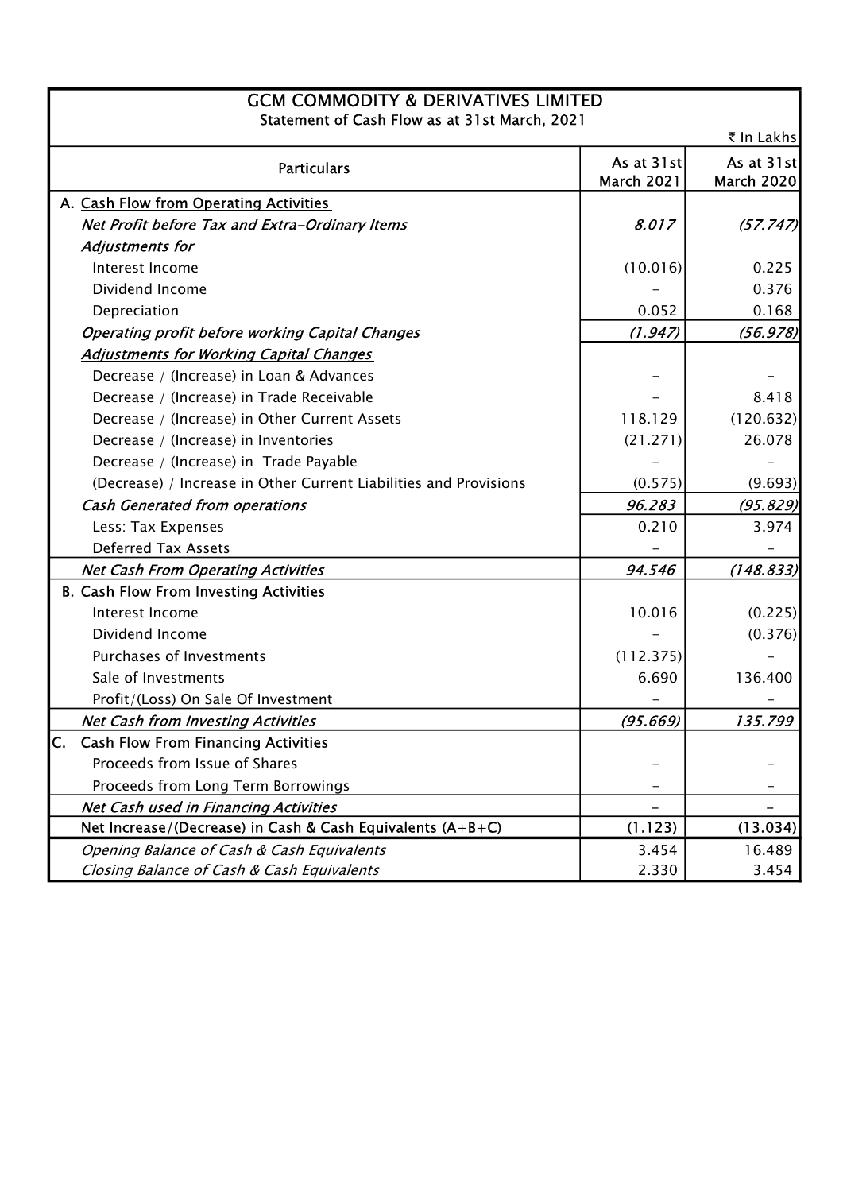# GCM COMMODITY & DERIVATIVES LIMITED

Statement of Cash Flow as at 31st March, 2021

₹ In Lakhs

| Particulars | As at 31st March 2021 | As at 31st March 2020 |
|---|---|---|
| A. Cash Flow from Operating Activities | | |
| *Net Profit before Tax and Extra-Ordinary Items* | *8.017* | *(57.747)* |
| *Adjustments for* | | |
| Interest Income | (10.016) | 0.225 |
| Dividend Income | - | 0.376 |
| Depreciation | 0.052 | 0.168 |
| *Operating profit before working Capital Changes* | *(1.947)* | *(56.978)* |
| *Adjustments for Working Capital Changes* | | |
| Decrease / (Increase) in Loan & Advances | - | - |
| Decrease / (Increase) in Trade Receivable | - | 8.418 |
| Decrease / (Increase) in Other Current Assets | 118.129 | (120.632) |
| Decrease / (Increase) in Inventories | (21.271) | 26.078 |
| Decrease / (Increase) in Trade Payable | - | - |
| (Decrease) / Increase in Other Current Liabilities and Provisions | (0.575) | (9.693) |
| *Cash Generated from operations* | *96.283* | *(95.829)* |
| Less: Tax Expenses | 0.210 | 3.974 |
| Deferred Tax Assets | - | - |
| *Net Cash From Operating Activities* | *94.546* | *(148.833)* |
| B. Cash Flow From Investing Activities | | |
| Interest Income | 10.016 | (0.225) |
| Dividend Income | - | (0.376) |
| Purchases of Investments | (112.375) | - |
| Sale of Investments | 6.690 | 136.400 |
| Profit/(Loss) On Sale Of Investment | - | - |
| *Net Cash from Investing Activities* | *(95.669)* | *135.799* |
| C. Cash Flow From Financing Activities | | |
| Proceeds from Issue of Shares | - | - |
| Proceeds from Long Term Borrowings | - | - |
| *Net Cash used in Financing Activities* | - | - |
| Net Increase/(Decrease) in Cash & Cash Equivalents (A+B+C) | (1.123) | (13.034) |
| *Opening Balance of Cash & Cash Equivalents* | 3.454 | 16.489 |
| *Closing Balance of Cash & Cash Equivalents* | 2.330 | 3.454 |